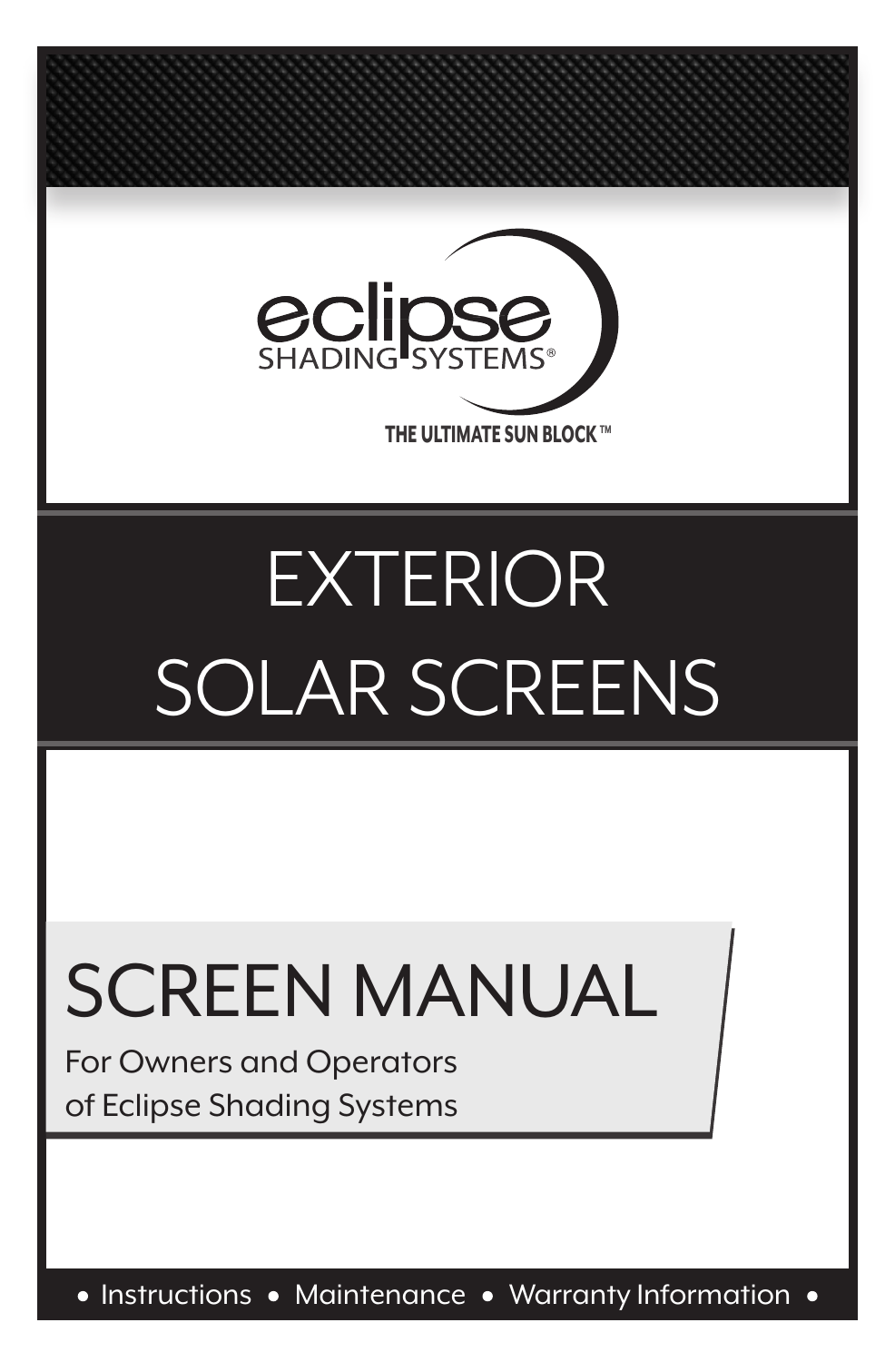eclipse
SHADING SYSTEMS®

THE ULTIMATE SUN BLOCK™

# EXTERIOR SOLAR SCREENS

## SCREEN MANUAL

For Owners and Operators of Eclipse Shading Systems

• Instructions • Maintenance • Warranty Information •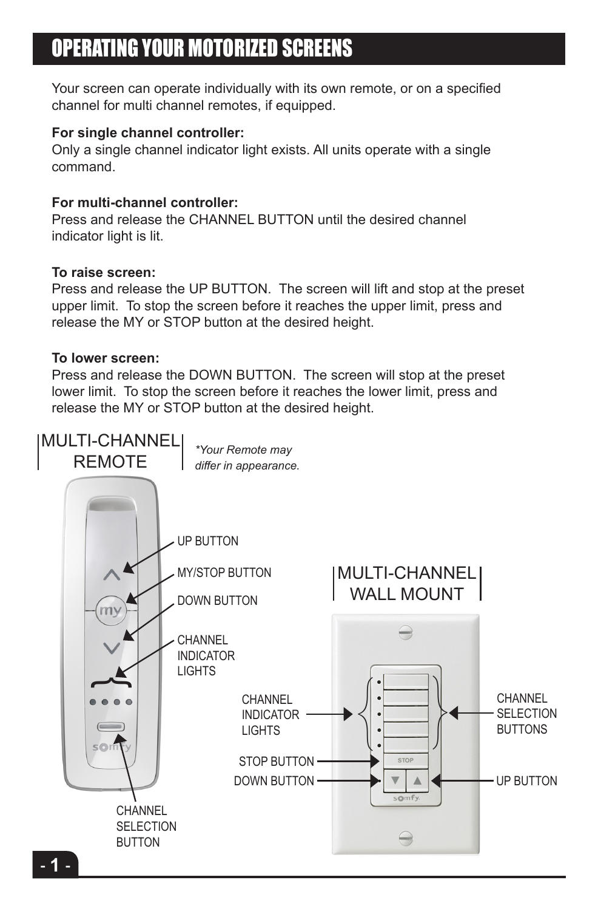# OPERATING YOUR MOTORIZED SCREENS

Your screen can operate individually with its own remote, or on a specified channel for multi channel remotes, if equipped.

**For single channel controller:**
Only a single channel indicator light exists. All units operate with a single command.

**For multi-channel controller:**
Press and release the CHANNEL BUTTON until the desired channel indicator light is lit.

**To raise screen:**
Press and release the UP BUTTON. The screen will lift and stop at the preset upper limit. To stop the screen before it reaches the upper limit, press and release the MY or STOP button at the desired height.

**To lower screen:**
Press and release the DOWN BUTTON. The screen will stop at the preset lower limit. To stop the screen before it reaches the lower limit, press and release the MY or STOP button at the desired height.

MULTI-CHANNEL REMOTE

*\*Your Remote may differ in appearance.*

UP BUTTON

MY/STOP BUTTON

DOWN BUTTON

CHANNEL INDICATOR LIGHTS

CHANNEL SELECTION BUTTON

MULTI-CHANNEL WALL MOUNT

CHANNEL INDICATOR LIGHTS

CHANNEL SELECTION BUTTONS

STOP BUTTON

DOWN BUTTON

UP BUTTON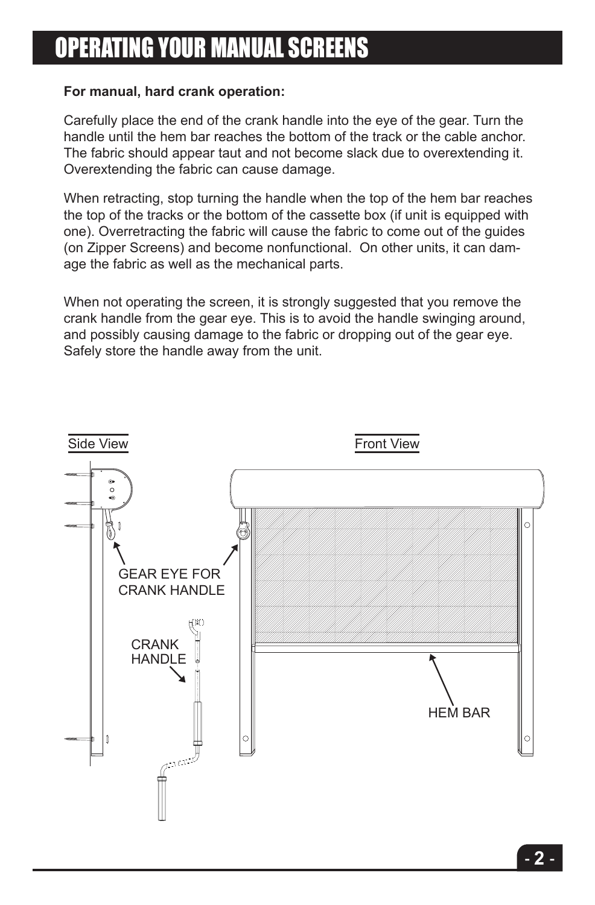# OPERATING YOUR MANUAL SCREENS

**For manual, hard crank operation:**

Carefully place the end of the crank handle into the eye of the gear. Turn the handle until the hem bar reaches the bottom of the track or the cable anchor. The fabric should appear taut and not become slack due to overextending it. Overextending the fabric can cause damage.

When retracting, stop turning the handle when the top of the hem bar reaches the top of the tracks or the bottom of the cassette box (if unit is equipped with one). Overretracting the fabric will cause the fabric to come out of the guides (on Zipper Screens) and become nonfunctional. On other units, it can damage the fabric as well as the mechanical parts.

When not operating the screen, it is strongly suggested that you remove the crank handle from the gear eye. This is to avoid the handle swinging around, and possibly causing damage to the fabric or dropping out of the gear eye. Safely store the handle away from the unit.

Side View

Front View

GEAR EYE FOR CRANK HANDLE

CRANK HANDLE

HEM BAR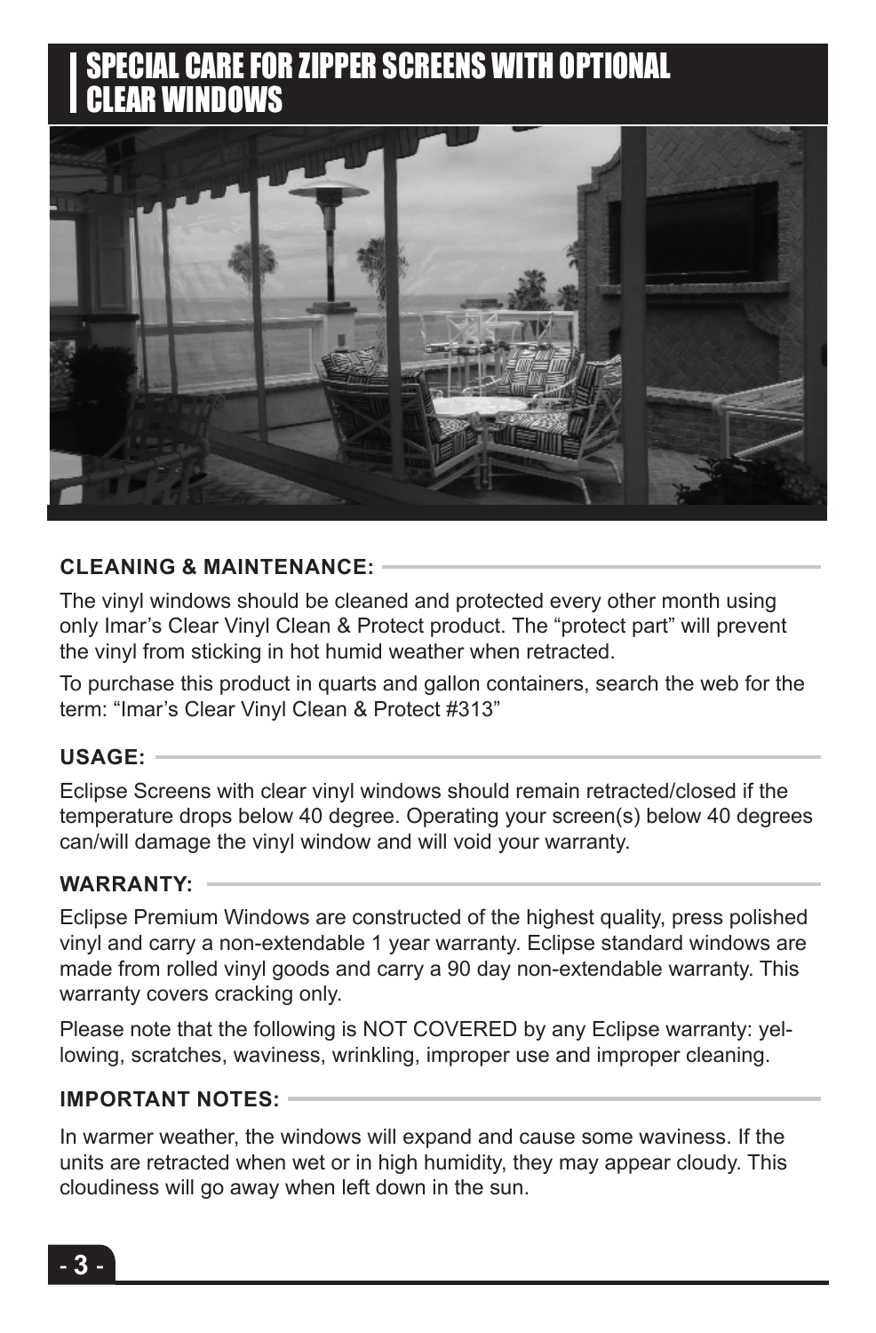# SPECIAL CARE FOR ZIPPER SCREENS WITH OPTIONAL CLEAR WINDOWS

## CLEANING & MAINTENANCE:

The vinyl windows should be cleaned and protected every other month using only Imar's Clear Vinyl Clean & Protect product. The "protect part" will prevent the vinyl from sticking in hot humid weather when retracted.

To purchase this product in quarts and gallon containers, search the web for the term: "Imar's Clear Vinyl Clean & Protect #313"

## USAGE:

Eclipse Screens with clear vinyl windows should remain retracted/closed if the temperature drops below 40 degree. Operating your screen(s) below 40 degrees can/will damage the vinyl window and will void your warranty.

## WARRANTY:

Eclipse Premium Windows are constructed of the highest quality, press polished vinyl and carry a non-extendable 1 year warranty. Eclipse standard windows are made from rolled vinyl goods and carry a 90 day non-extendable warranty. This warranty covers cracking only.

Please note that the following is NOT COVERED by any Eclipse warranty: yellowing, scratches, waviness, wrinkling, improper use and improper cleaning.

## IMPORTANT NOTES:

In warmer weather, the windows will expand and cause some waviness. If the units are retracted when wet or in high humidity, they may appear cloudy. This cloudiness will go away when left down in the sun.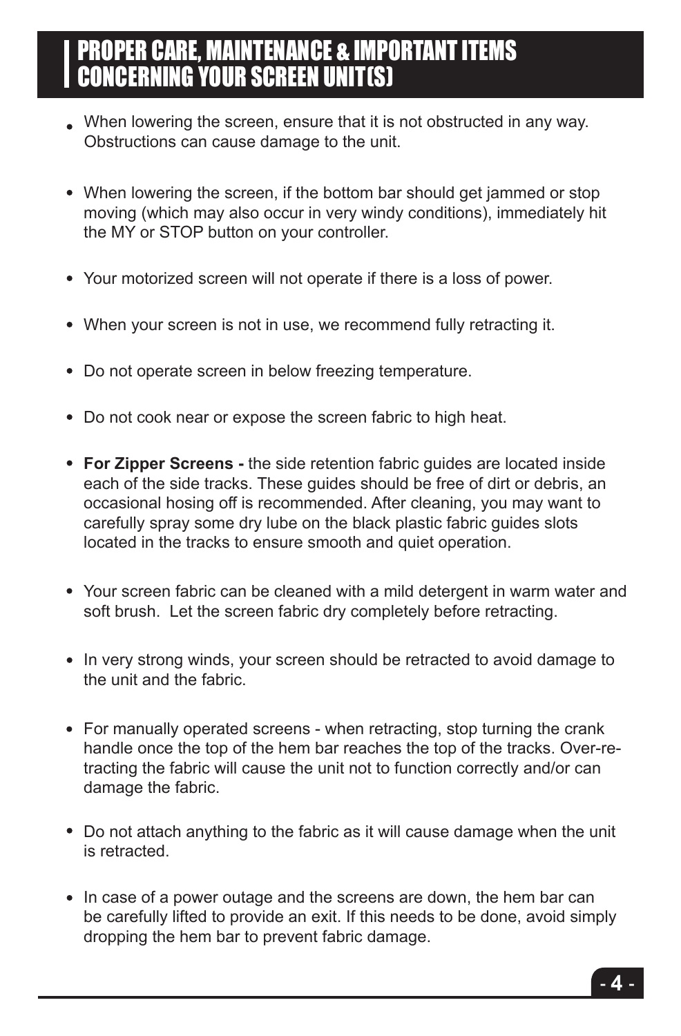# PROPER CARE, MAINTENANCE & IMPORTANT ITEMS CONCERNING YOUR SCREEN UNIT(S)

- When lowering the screen, ensure that it is not obstructed in any way. Obstructions can cause damage to the unit.

- When lowering the screen, if the bottom bar should get jammed or stop moving (which may also occur in very windy conditions), immediately hit the MY or STOP button on your controller.

- Your motorized screen will not operate if there is a loss of power.

- When your screen is not in use, we recommend fully retracting it.

- Do not operate screen in below freezing temperature.

- Do not cook near or expose the screen fabric to high heat.

- **For Zipper Screens -** the side retention fabric guides are located inside each of the side tracks. These guides should be free of dirt or debris, an occasional hosing off is recommended. After cleaning, you may want to carefully spray some dry lube on the black plastic fabric guides slots located in the tracks to ensure smooth and quiet operation.

- Your screen fabric can be cleaned with a mild detergent in warm water and soft brush. Let the screen fabric dry completely before retracting.

- In very strong winds, your screen should be retracted to avoid damage to the unit and the fabric.

- For manually operated screens - when retracting, stop turning the crank handle once the top of the hem bar reaches the top of the tracks. Over-retracting the fabric will cause the unit not to function correctly and/or can damage the fabric.

- Do not attach anything to the fabric as it will cause damage when the unit is retracted.

- In case of a power outage and the screens are down, the hem bar can be carefully lifted to provide an exit. If this needs to be done, avoid simply dropping the hem bar to prevent fabric damage.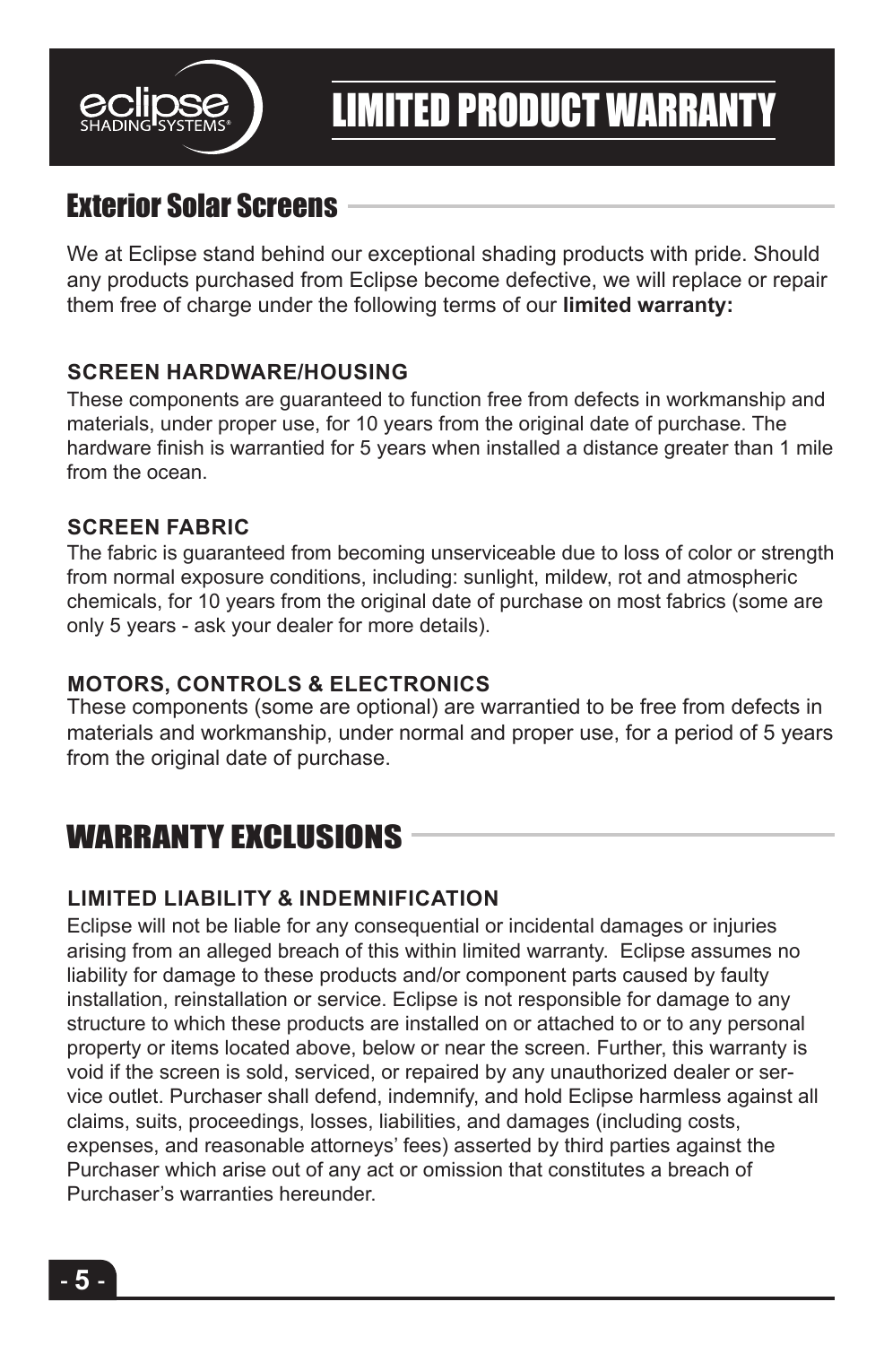# LIMITED PRODUCT WARRANTY

## Exterior Solar Screens

We at Eclipse stand behind our exceptional shading products with pride. Should any products purchased from Eclipse become defective, we will replace or repair them free of charge under the following terms of our **limited warranty:**

### SCREEN HARDWARE/HOUSING

These components are guaranteed to function free from defects in workmanship and materials, under proper use, for 10 years from the original date of purchase. The hardware finish is warrantied for 5 years when installed a distance greater than 1 mile from the ocean.

### SCREEN FABRIC

The fabric is guaranteed from becoming unserviceable due to loss of color or strength from normal exposure conditions, including: sunlight, mildew, rot and atmospheric chemicals, for 10 years from the original date of purchase on most fabrics (some are only 5 years - ask your dealer for more details).

### MOTORS, CONTROLS & ELECTRONICS

These components (some are optional) are warrantied to be free from defects in materials and workmanship, under normal and proper use, for a period of 5 years from the original date of purchase.

## WARRANTY EXCLUSIONS

### LIMITED LIABILITY & INDEMNIFICATION

Eclipse will not be liable for any consequential or incidental damages or injuries arising from an alleged breach of this within limited warranty. Eclipse assumes no liability for damage to these products and/or component parts caused by faulty installation, reinstallation or service. Eclipse is not responsible for damage to any structure to which these products are installed on or attached to or to any personal property or items located above, below or near the screen. Further, this warranty is void if the screen is sold, serviced, or repaired by any unauthorized dealer or service outlet. Purchaser shall defend, indemnify, and hold Eclipse harmless against all claims, suits, proceedings, losses, liabilities, and damages (including costs, expenses, and reasonable attorneys' fees) asserted by third parties against the Purchaser which arise out of any act or omission that constitutes a breach of Purchaser's warranties hereunder.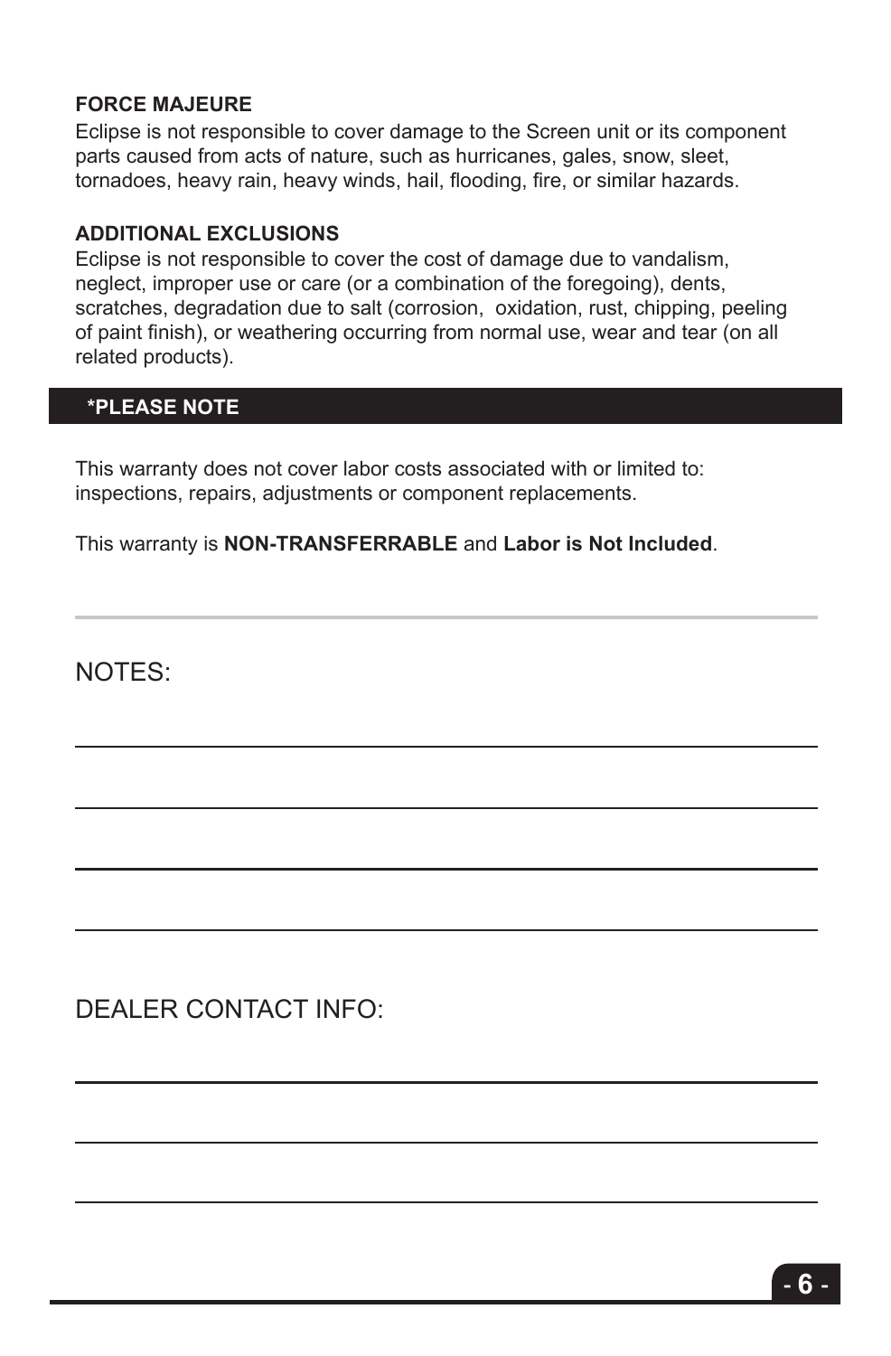**FORCE MAJEURE**

Eclipse is not responsible to cover damage to the Screen unit or its component parts caused from acts of nature, such as hurricanes, gales, snow, sleet, tornadoes, heavy rain, heavy winds, hail, flooding, fire, or similar hazards.

**ADDITIONAL EXCLUSIONS**

Eclipse is not responsible to cover the cost of damage due to vandalism, neglect, improper use or care (or a combination of the foregoing), dents, scratches, degradation due to salt (corrosion, oxidation, rust, chipping, peeling of paint finish), or weathering occurring from normal use, wear and tear (on all related products).

**\*PLEASE NOTE**

This warranty does not cover labor costs associated with or limited to: inspections, repairs, adjustments or component replacements.

This warranty is **NON-TRANSFERRABLE** and **Labor is Not Included**.

---

NOTES:

______________________________________________

______________________________________________

______________________________________________

______________________________________________

DEALER CONTACT INFO:

______________________________________________

______________________________________________

______________________________________________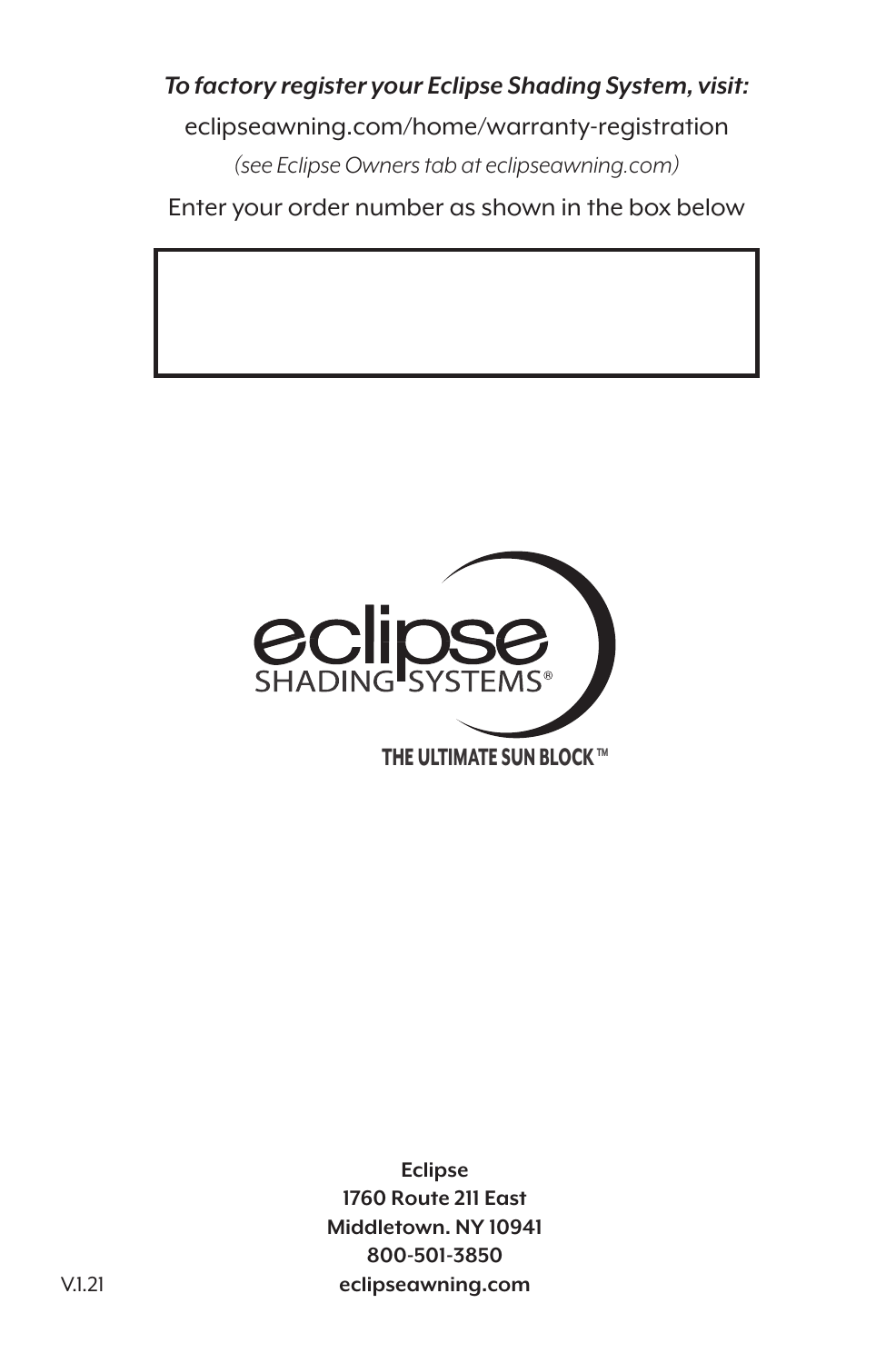***To factory register your Eclipse Shading System, visit:***

eclipseawning.com/home/warranty-registration

*(see Eclipse Owners tab at eclipseawning.com)*

Enter your order number as shown in the box below

eclipse SHADING SYSTEMS®

THE ULTIMATE SUN BLOCK™

**Eclipse**
**1760 Route 211 East**
**Middletown. NY 10941**
**800-501-3850**
**eclipseawning.com**

V.1.21